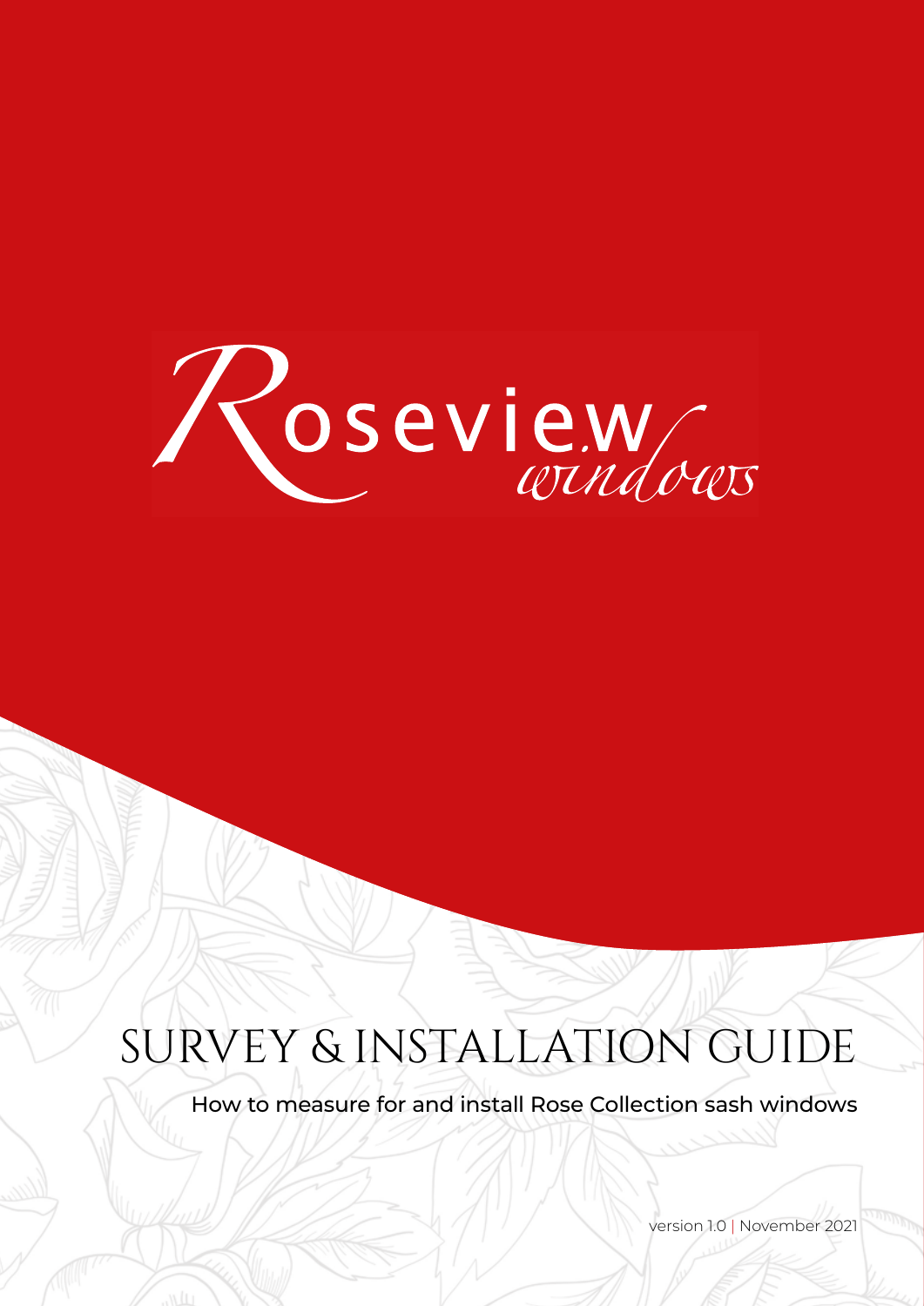Roseview windows

# SURVEY & INSTALLATION GUIDE

How to measure for and install Rose Collection sash windows

version 1.0 | November 2021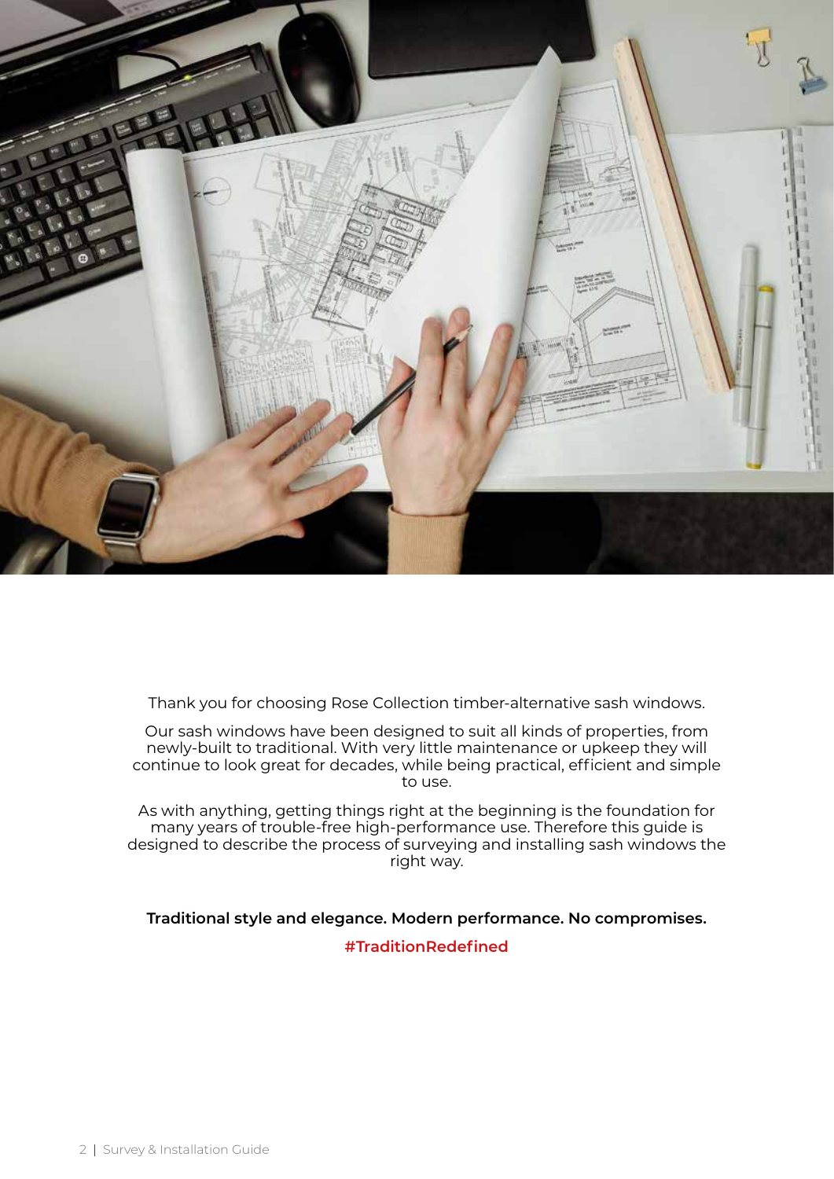Thank you for choosing Rose Collection timber-alternative sash windows.

Our sash windows have been designed to suit all kinds of properties, from newly-built to traditional. With very little maintenance or upkeep they will continue to look great for decades, while being practical, efficient and simple to use.

As with anything, getting things right at the beginning is the foundation for many years of trouble-free high-performance use. Therefore this guide is designed to describe the process of surveying and installing sash windows the right way.

**Traditional style and elegance. Modern performance. No compromises.**

**#TraditionRedefined**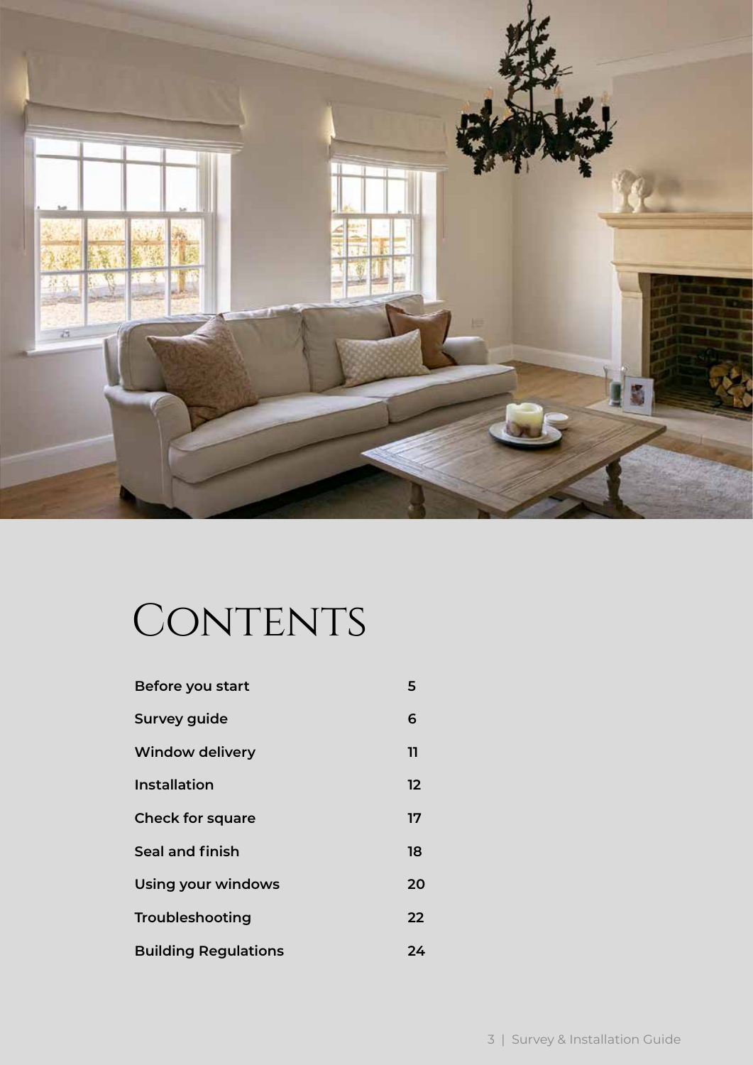# Contents

| | |
|---|---|
| **Before you start** | **5** |
| **Survey guide** | **6** |
| **Window delivery** | **11** |
| **Installation** | **12** |
| **Check for square** | **17** |
| **Seal and finish** | **18** |
| **Using your windows** | **20** |
| **Troubleshooting** | **22** |
| **Building Regulations** | **24** |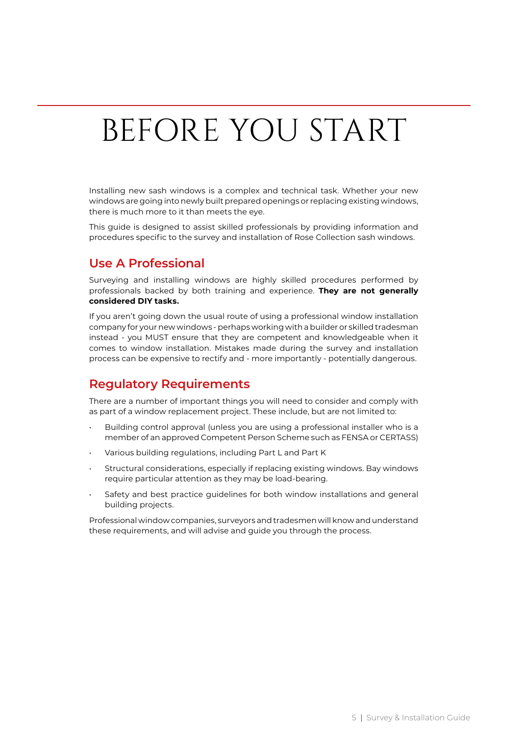# BEFORE YOU START

Installing new sash windows is a complex and technical task. Whether your new windows are going into newly built prepared openings or replacing existing windows, there is much more to it than meets the eye.

This guide is designed to assist skilled professionals by providing information and procedures specific to the survey and installation of Rose Collection sash windows.

## Use A Professional

Surveying and installing windows are highly skilled procedures performed by professionals backed by both training and experience. **They are not generally considered DIY tasks.**

If you aren't going down the usual route of using a professional window installation company for your new windows - perhaps working with a builder or skilled tradesman instead - you MUST ensure that they are competent and knowledgeable when it comes to window installation. Mistakes made during the survey and installation process can be expensive to rectify and - more importantly - potentially dangerous.

## Regulatory Requirements

There are a number of important things you will need to consider and comply with as part of a window replacement project. These include, but are not limited to:

- Building control approval (unless you are using a professional installer who is a member of an approved Competent Person Scheme such as FENSA or CERTASS)
- Various building regulations, including Part L and Part K
- Structural considerations, especially if replacing existing windows. Bay windows require particular attention as they may be load-bearing.
- Safety and best practice guidelines for both window installations and general building projects.

Professional window companies, surveyors and tradesmen will know and understand these requirements, and will advise and guide you through the process.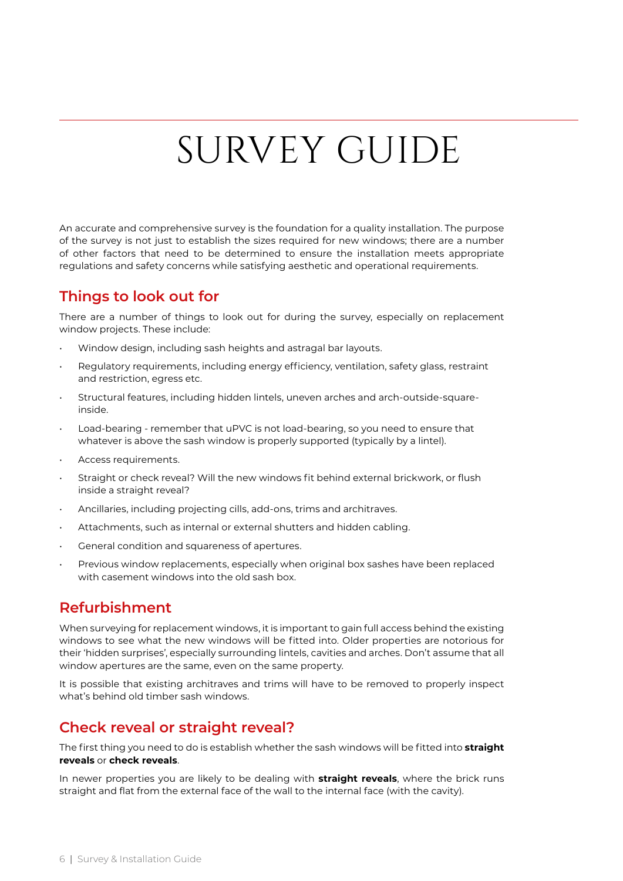# SURVEY GUIDE

An accurate and comprehensive survey is the foundation for a quality installation. The purpose of the survey is not just to establish the sizes required for new windows; there are a number of other factors that need to be determined to ensure the installation meets appropriate regulations and safety concerns while satisfying aesthetic and operational requirements.

## Things to look out for

There are a number of things to look out for during the survey, especially on replacement window projects. These include:

- Window design, including sash heights and astragal bar layouts.
- Regulatory requirements, including energy efficiency, ventilation, safety glass, restraint and restriction, egress etc.
- Structural features, including hidden lintels, uneven arches and arch-outside-square-inside.
- Load-bearing - remember that uPVC is not load-bearing, so you need to ensure that whatever is above the sash window is properly supported (typically by a lintel).
- Access requirements.
- Straight or check reveal? Will the new windows fit behind external brickwork, or flush inside a straight reveal?
- Ancillaries, including projecting cills, add-ons, trims and architraves.
- Attachments, such as internal or external shutters and hidden cabling.
- General condition and squareness of apertures.
- Previous window replacements, especially when original box sashes have been replaced with casement windows into the old sash box.

## Refurbishment

When surveying for replacement windows, it is important to gain full access behind the existing windows to see what the new windows will be fitted into. Older properties are notorious for their 'hidden surprises', especially surrounding lintels, cavities and arches. Don't assume that all window apertures are the same, even on the same property.

It is possible that existing architraves and trims will have to be removed to properly inspect what's behind old timber sash windows.

## Check reveal or straight reveal?

The first thing you need to do is establish whether the sash windows will be fitted into **straight reveals** or **check reveals**.

In newer properties you are likely to be dealing with **straight reveals**, where the brick runs straight and flat from the external face of the wall to the internal face (with the cavity).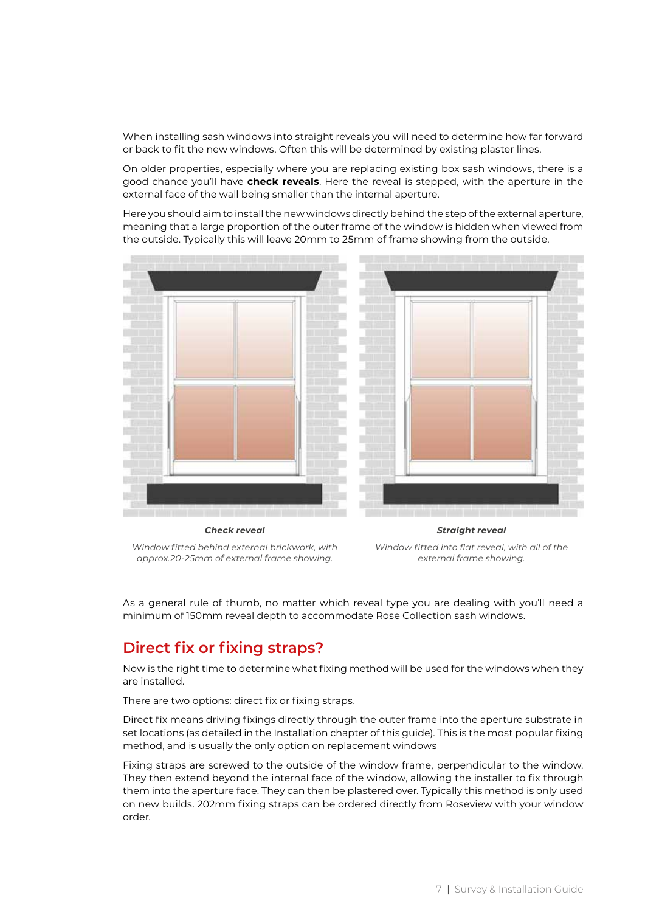When installing sash windows into straight reveals you will need to determine how far forward or back to fit the new windows. Often this will be determined by existing plaster lines.

On older properties, especially where you are replacing existing box sash windows, there is a good chance you'll have **check reveals**. Here the reveal is stepped, with the aperture in the external face of the wall being smaller than the internal aperture.

Here you should aim to install the new windows directly behind the step of the external aperture, meaning that a large proportion of the outer frame of the window is hidden when viewed from the outside. Typically this will leave 20mm to 25mm of frame showing from the outside.

***Check reveal***

*Window fitted behind external brickwork, with approx.20-25mm of external frame showing.*

***Straight reveal***

*Window fitted into flat reveal, with all of the external frame showing.*

As a general rule of thumb, no matter which reveal type you are dealing with you'll need a minimum of 150mm reveal depth to accommodate Rose Collection sash windows.

## Direct fix or fixing straps?

Now is the right time to determine what fixing method will be used for the windows when they are installed.

There are two options: direct fix or fixing straps.

Direct fix means driving fixings directly through the outer frame into the aperture substrate in set locations (as detailed in the Installation chapter of this guide). This is the most popular fixing method, and is usually the only option on replacement windows

Fixing straps are screwed to the outside of the window frame, perpendicular to the window. They then extend beyond the internal face of the window, allowing the installer to fix through them into the aperture face. They can then be plastered over. Typically this method is only used on new builds. 202mm fixing straps can be ordered directly from Roseview with your window order.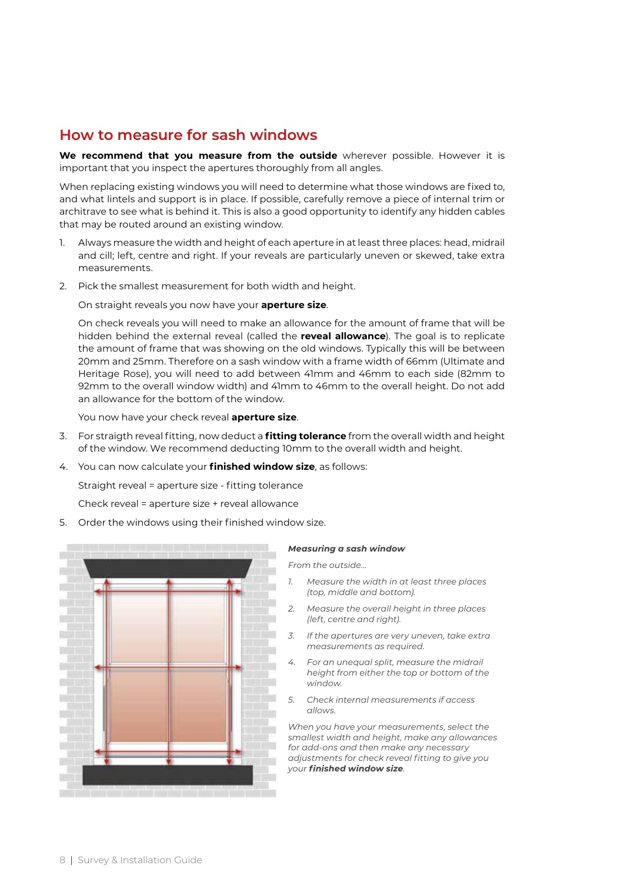## How to measure for sash windows

**We recommend that you measure from the outside** wherever possible. However it is important that you inspect the apertures thoroughly from all angles.

When replacing existing windows you will need to determine what those windows are fixed to, and what lintels and support is in place. If possible, carefully remove a piece of internal trim or architrave to see what is behind it. This is also a good opportunity to identify any hidden cables that may be routed around an existing window.

1. Always measure the width and height of each aperture in at least three places: head, midrail and cill; left, centre and right. If your reveals are particularly uneven or skewed, take extra measurements.

2. Pick the smallest measurement for both width and height.

   On straight reveals you now have your **aperture size**.

   On check reveals you will need to make an allowance for the amount of frame that will be hidden behind the external reveal (called the **reveal allowance**). The goal is to replicate the amount of frame that was showing on the old windows. Typically this will be between 20mm and 25mm. Therefore on a sash window with a frame width of 66mm (Ultimate and Heritage Rose), you will need to add between 41mm and 46mm to each side (82mm to 92mm to the overall window width) and 41mm to 46mm to the overall height. Do not add an allowance for the bottom of the window.

   You now have your check reveal **aperture size**.

3. For straigth reveal fitting, now deduct a **fitting tolerance** from the overall width and height of the window. We recommend deducting 10mm to the overall width and height.

4. You can now calculate your **finished window size**, as follows:

   Straight reveal = aperture size - fitting tolerance

   Check reveal = aperture size + reveal allowance

5. Order the windows using their finished window size.

***Measuring a sash window***

*From the outside...*

1. *Measure the width in at least three places (top, middle and bottom).*
2. *Measure the overall height in three places (left, centre and right).*
3. *If the apertures are very uneven, take extra measurements as required.*
4. *For an unequal split, measure the midrail height from either the top or bottom of the window.*
5. *Check internal measurements if access allows.*

*When you have your measurements, select the smallest width and height, make any allowances for add-ons and then make any necessary adjustments for check reveal fitting to give you your* ***finished window size****.*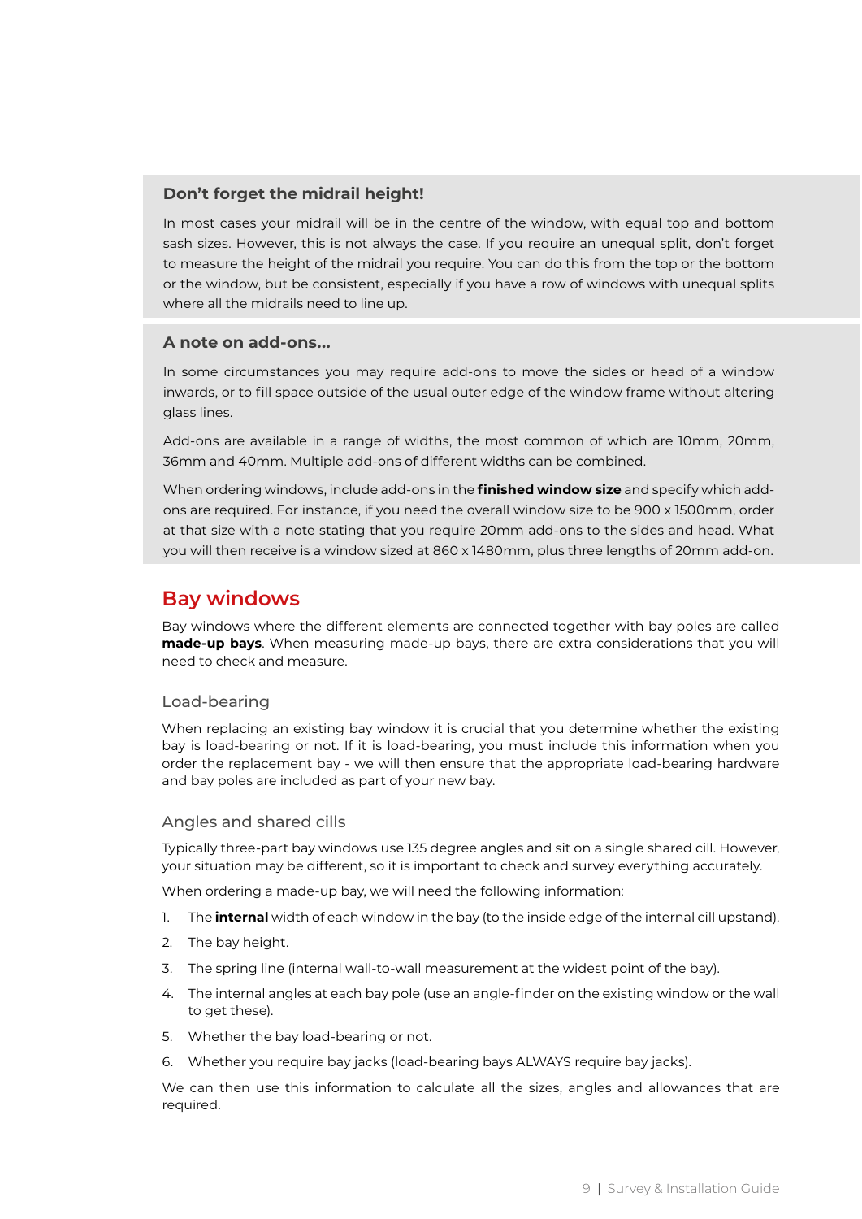### Don't forget the midrail height!

In most cases your midrail will be in the centre of the window, with equal top and bottom sash sizes. However, this is not always the case. If you require an unequal split, don't forget to measure the height of the midrail you require. You can do this from the top or the bottom or the window, but be consistent, especially if you have a row of windows with unequal splits where all the midrails need to line up.

### A note on add-ons...

In some circumstances you may require add-ons to move the sides or head of a window inwards, or to fill space outside of the usual outer edge of the window frame without altering glass lines.

Add-ons are available in a range of widths, the most common of which are 10mm, 20mm, 36mm and 40mm. Multiple add-ons of different widths can be combined.

When ordering windows, include add-ons in the **finished window size** and specify which add-ons are required. For instance, if you need the overall window size to be 900 x 1500mm, order at that size with a note stating that you require 20mm add-ons to the sides and head. What you will then receive is a window sized at 860 x 1480mm, plus three lengths of 20mm add-on.

## Bay windows

Bay windows where the different elements are connected together with bay poles are called **made-up bays**. When measuring made-up bays, there are extra considerations that you will need to check and measure.

### Load-bearing

When replacing an existing bay window it is crucial that you determine whether the existing bay is load-bearing or not. If it is load-bearing, you must include this information when you order the replacement bay - we will then ensure that the appropriate load-bearing hardware and bay poles are included as part of your new bay.

### Angles and shared cills

Typically three-part bay windows use 135 degree angles and sit on a single shared cill. However, your situation may be different, so it is important to check and survey everything accurately.

When ordering a made-up bay, we will need the following information:

1. The **internal** width of each window in the bay (to the inside edge of the internal cill upstand).
2. The bay height.
3. The spring line (internal wall-to-wall measurement at the widest point of the bay).
4. The internal angles at each bay pole (use an angle-finder on the existing window or the wall to get these).
5. Whether the bay load-bearing or not.
6. Whether you require bay jacks (load-bearing bays ALWAYS require bay jacks).

We can then use this information to calculate all the sizes, angles and allowances that are required.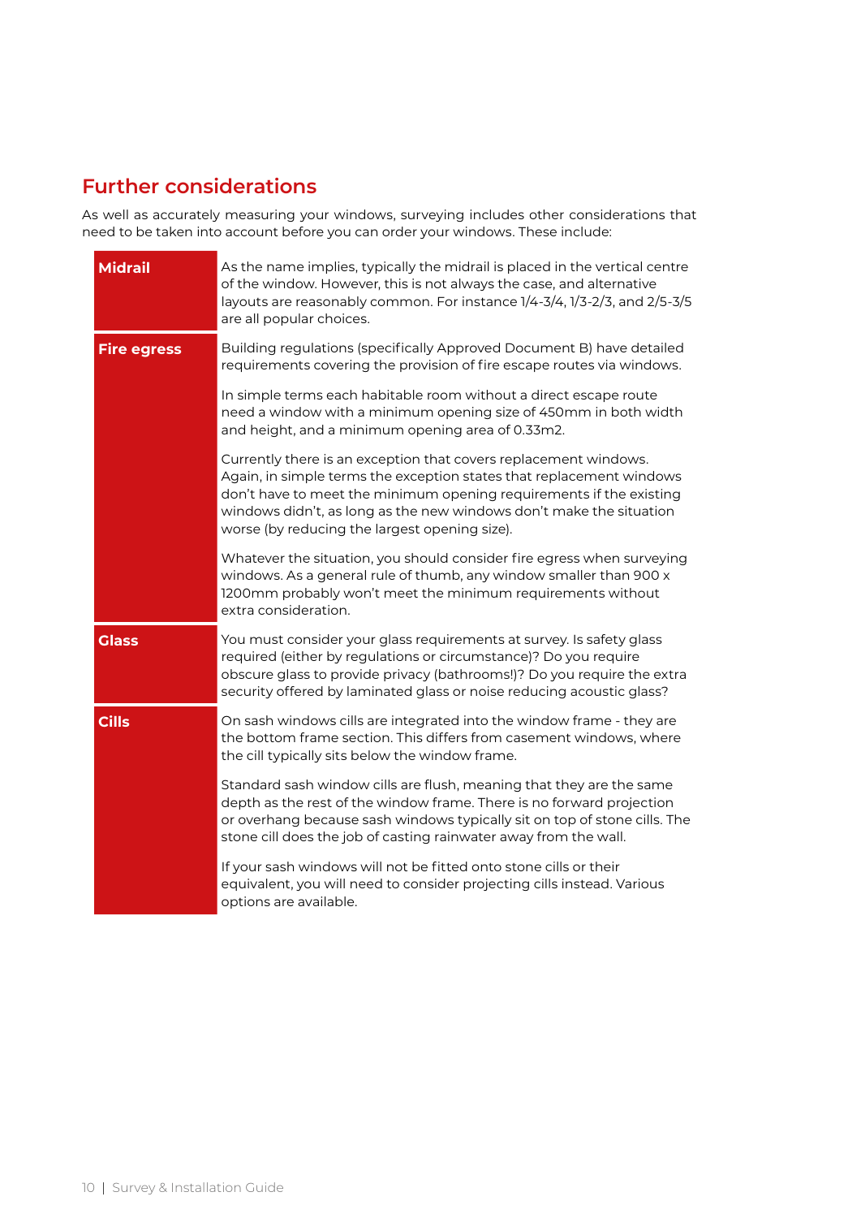## Further considerations

As well as accurately measuring your windows, surveying includes other considerations that need to be taken into account before you can order your windows. These include:

| | |
|---|---|
| **Midrail** | As the name implies, typically the midrail is placed in the vertical centre of the window. However, this is not always the case, and alternative layouts are reasonably common. For instance 1/4-3/4, 1/3-2/3, and 2/5-3/5 are all popular choices. |
| **Fire egress** | Building regulations (specifically Approved Document B) have detailed requirements covering the provision of fire escape routes via windows.<br><br>In simple terms each habitable room without a direct escape route need a window with a minimum opening size of 450mm in both width and height, and a minimum opening area of 0.33m2.<br><br>Currently there is an exception that covers replacement windows. Again, in simple terms the exception states that replacement windows don't have to meet the minimum opening requirements if the existing windows didn't, as long as the new windows don't make the situation worse (by reducing the largest opening size).<br><br>Whatever the situation, you should consider fire egress when surveying windows. As a general rule of thumb, any window smaller than 900 x 1200mm probably won't meet the minimum requirements without extra consideration. |
| **Glass** | You must consider your glass requirements at survey. Is safety glass required (either by regulations or circumstance)? Do you require obscure glass to provide privacy (bathrooms!)? Do you require the extra security offered by laminated glass or noise reducing acoustic glass? |
| **Cills** | On sash windows cills are integrated into the window frame - they are the bottom frame section. This differs from casement windows, where the cill typically sits below the window frame.<br><br>Standard sash window cills are flush, meaning that they are the same depth as the rest of the window frame. There is no forward projection or overhang because sash windows typically sit on top of stone cills. The stone cill does the job of casting rainwater away from the wall.<br><br>If your sash windows will not be fitted onto stone cills or their equivalent, you will need to consider projecting cills instead. Various options are available. |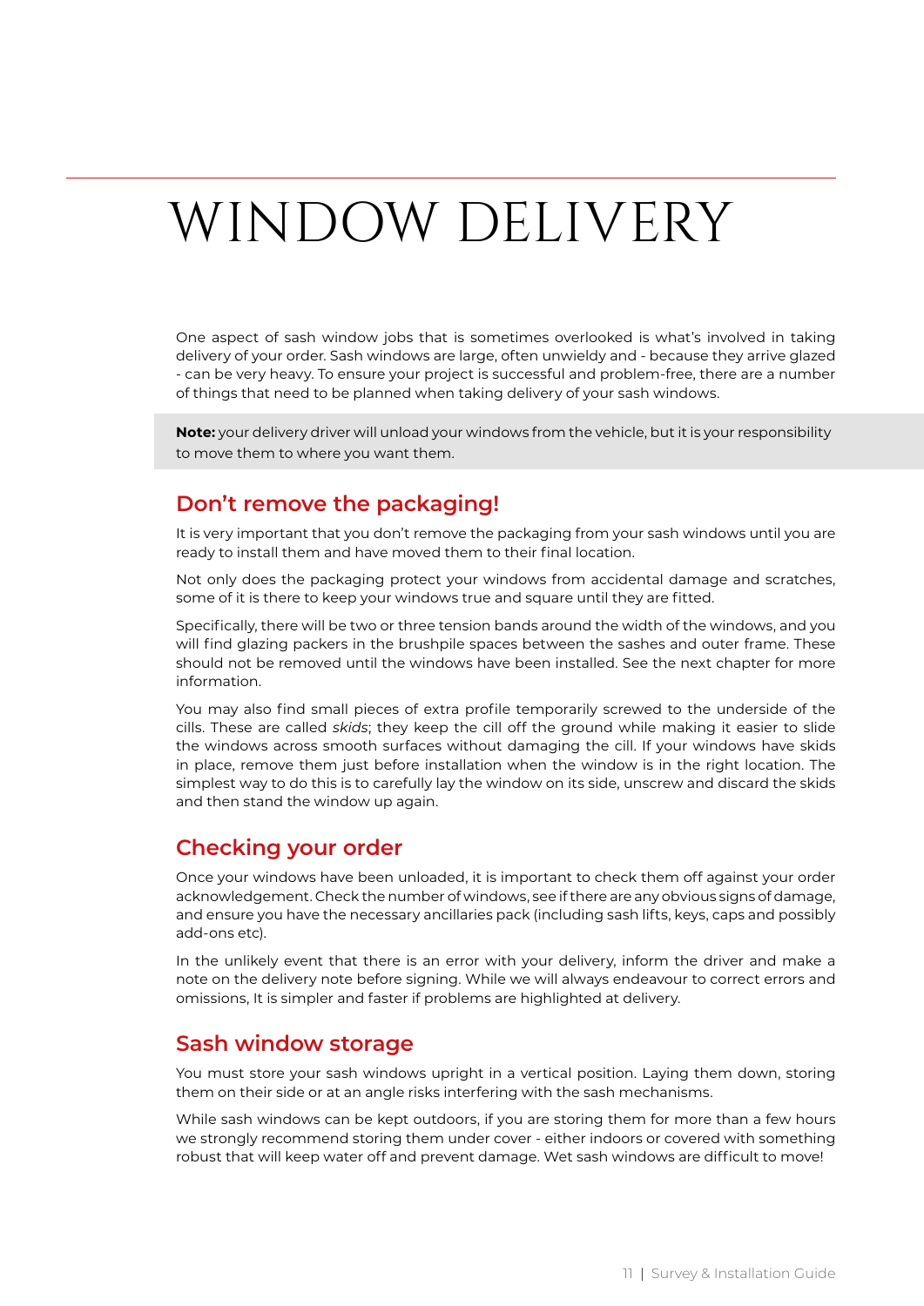# WINDOW DELIVERY

One aspect of sash window jobs that is sometimes overlooked is what's involved in taking delivery of your order. Sash windows are large, often unwieldy and - because they arrive glazed - can be very heavy. To ensure your project is successful and problem-free, there are a number of things that need to be planned when taking delivery of your sash windows.

**Note:** your delivery driver will unload your windows from the vehicle, but it is your responsibility to move them to where you want them.

## Don't remove the packaging!

It is very important that you don't remove the packaging from your sash windows until you are ready to install them and have moved them to their final location.

Not only does the packaging protect your windows from accidental damage and scratches, some of it is there to keep your windows true and square until they are fitted.

Specifically, there will be two or three tension bands around the width of the windows, and you will find glazing packers in the brushpile spaces between the sashes and outer frame. These should not be removed until the windows have been installed. See the next chapter for more information.

You may also find small pieces of extra profile temporarily screwed to the underside of the cills. These are called *skids*; they keep the cill off the ground while making it easier to slide the windows across smooth surfaces without damaging the cill. If your windows have skids in place, remove them just before installation when the window is in the right location. The simplest way to do this is to carefully lay the window on its side, unscrew and discard the skids and then stand the window up again.

## Checking your order

Once your windows have been unloaded, it is important to check them off against your order acknowledgement. Check the number of windows, see if there are any obvious signs of damage, and ensure you have the necessary ancillaries pack (including sash lifts, keys, caps and possibly add-ons etc).

In the unlikely event that there is an error with your delivery, inform the driver and make a note on the delivery note before signing. While we will always endeavour to correct errors and omissions, It is simpler and faster if problems are highlighted at delivery.

## Sash window storage

You must store your sash windows upright in a vertical position. Laying them down, storing them on their side or at an angle risks interfering with the sash mechanisms.

While sash windows can be kept outdoors, if you are storing them for more than a few hours we strongly recommend storing them under cover - either indoors or covered with something robust that will keep water off and prevent damage. Wet sash windows are difficult to move!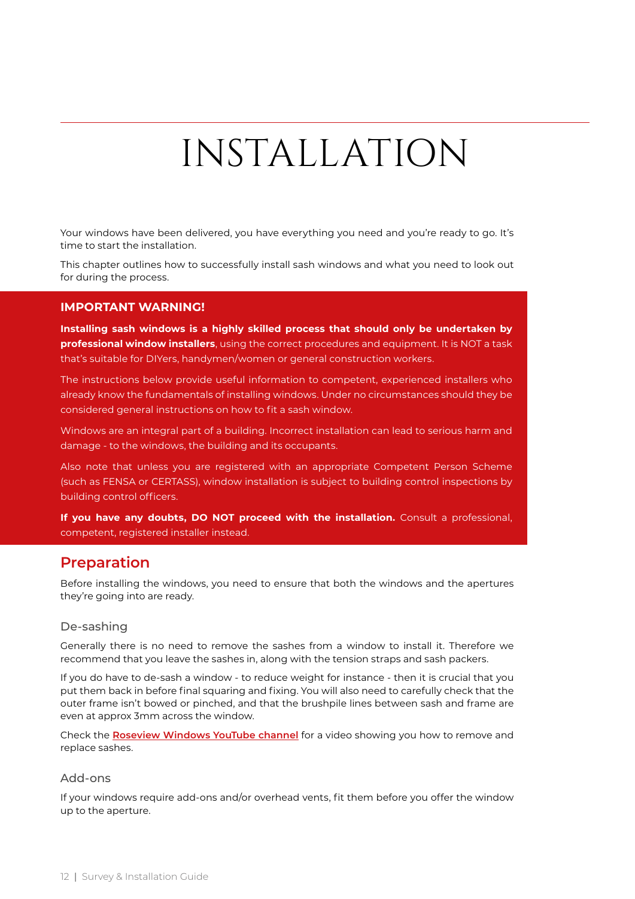# INSTALLATION

Your windows have been delivered, you have everything you need and you're ready to go. It's time to start the installation.

This chapter outlines how to successfully install sash windows and what you need to look out for during the process.

**IMPORTANT WARNING!**

**Installing sash windows is a highly skilled process that should only be undertaken by professional window installers**, using the correct procedures and equipment. It is NOT a task that's suitable for DIYers, handymen/women or general construction workers.

The instructions below provide useful information to competent, experienced installers who already know the fundamentals of installing windows. Under no circumstances should they be considered general instructions on how to fit a sash window.

Windows are an integral part of a building. Incorrect installation can lead to serious harm and damage - to the windows, the building and its occupants.

Also note that unless you are registered with an appropriate Competent Person Scheme (such as FENSA or CERTASS), window installation is subject to building control inspections by building control officers.

**If you have any doubts, DO NOT proceed with the installation.** Consult a professional, competent, registered installer instead.

## Preparation

Before installing the windows, you need to ensure that both the windows and the apertures they're going into are ready.

### De-sashing

Generally there is no need to remove the sashes from a window to install it. Therefore we recommend that you leave the sashes in, along with the tension straps and sash packers.

If you do have to de-sash a window - to reduce weight for instance - then it is crucial that you put them back in before final squaring and fixing. You will also need to carefully check that the outer frame isn't bowed or pinched, and that the brushpile lines between sash and frame are even at approx 3mm across the window.

Check the **Roseview Windows YouTube channel** for a video showing you how to remove and replace sashes.

### Add-ons

If your windows require add-ons and/or overhead vents, fit them before you offer the window up to the aperture.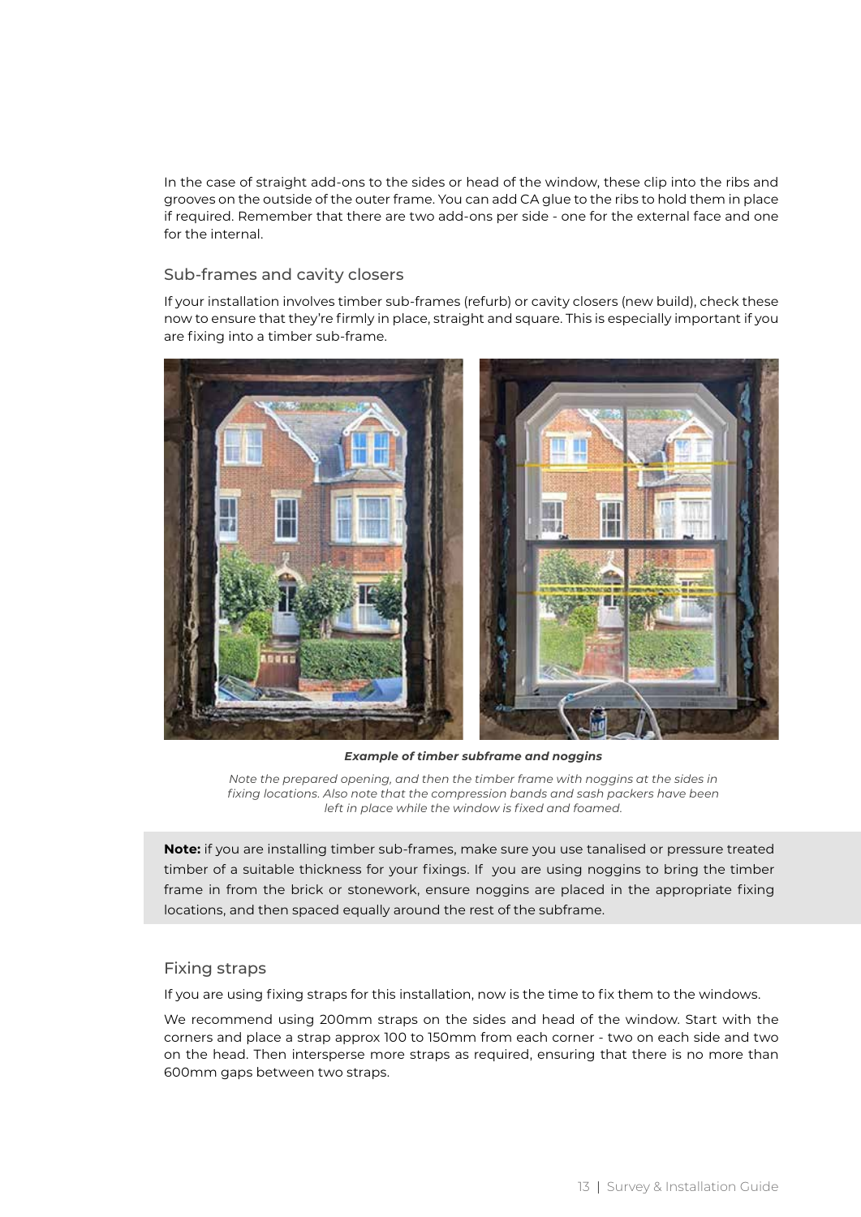In the case of straight add-ons to the sides or head of the window, these clip into the ribs and grooves on the outside of the outer frame. You can add CA glue to the ribs to hold them in place if required. Remember that there are two add-ons per side - one for the external face and one for the internal.

### Sub-frames and cavity closers

If your installation involves timber sub-frames (refurb) or cavity closers (new build), check these now to ensure that they're firmly in place, straight and square. This is especially important if you are fixing into a timber sub-frame.

***Example of timber subframe and noggins***

*Note the prepared opening, and then the timber frame with noggins at the sides in fixing locations. Also note that the compression bands and sash packers have been left in place while the window is fixed and foamed.*

**Note:** if you are installing timber sub-frames, make sure you use tanalised or pressure treated timber of a suitable thickness for your fixings. If you are using noggins to bring the timber frame in from the brick or stonework, ensure noggins are placed in the appropriate fixing locations, and then spaced equally around the rest of the subframe.

### Fixing straps

If you are using fixing straps for this installation, now is the time to fix them to the windows.

We recommend using 200mm straps on the sides and head of the window. Start with the corners and place a strap approx 100 to 150mm from each corner - two on each side and two on the head. Then intersperse more straps as required, ensuring that there is no more than 600mm gaps between two straps.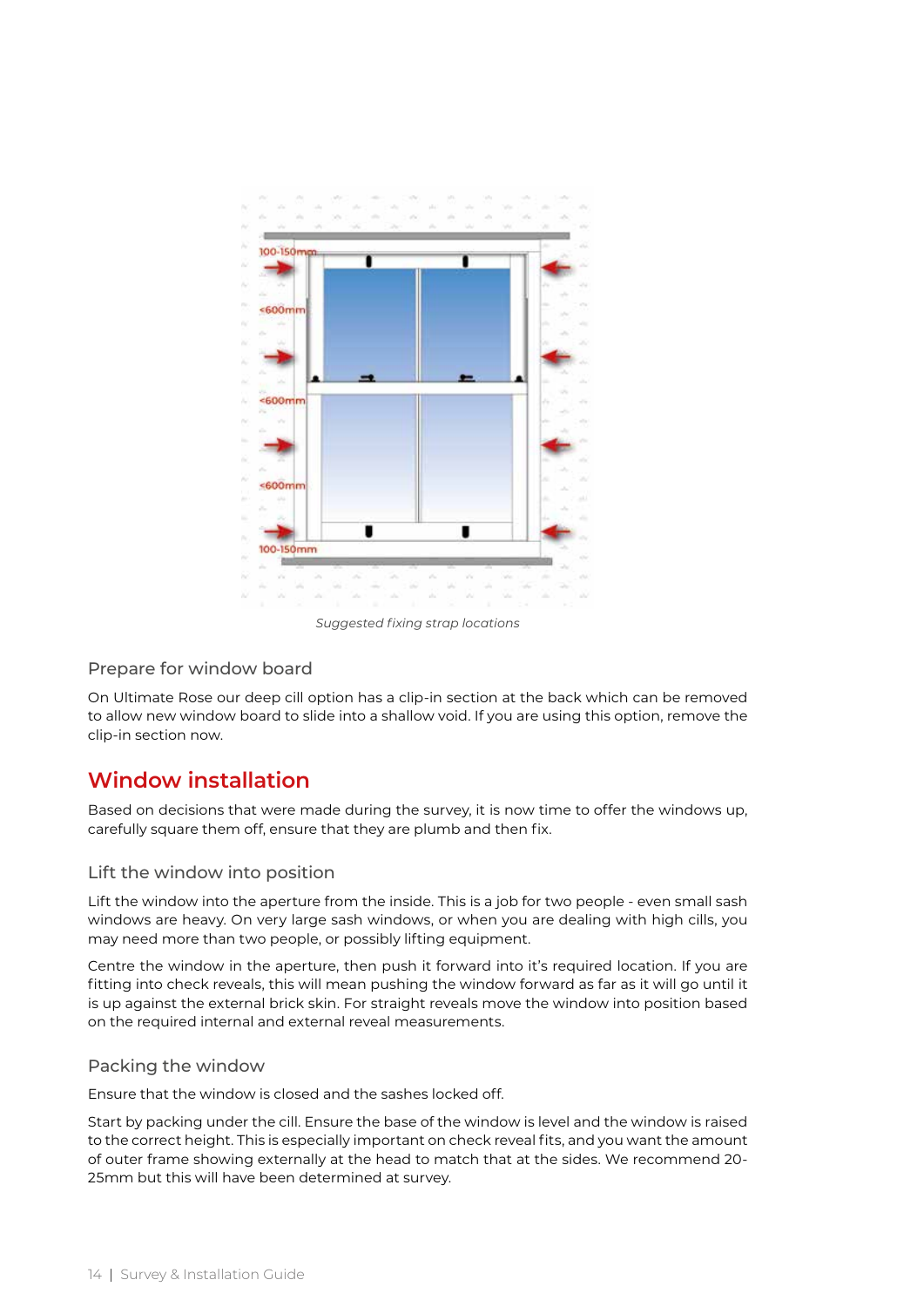*Suggested fixing strap locations*

### Prepare for window board

On Ultimate Rose our deep cill option has a clip-in section at the back which can be removed to allow new window board to slide into a shallow void. If you are using this option, remove the clip-in section now.

## Window installation

Based on decisions that were made during the survey, it is now time to offer the windows up, carefully square them off, ensure that they are plumb and then fix.

### Lift the window into position

Lift the window into the aperture from the inside. This is a job for two people - even small sash windows are heavy. On very large sash windows, or when you are dealing with high cills, you may need more than two people, or possibly lifting equipment.

Centre the window in the aperture, then push it forward into it's required location. If you are fitting into check reveals, this will mean pushing the window forward as far as it will go until it is up against the external brick skin. For straight reveals move the window into position based on the required internal and external reveal measurements.

### Packing the window

Ensure that the window is closed and the sashes locked off.

Start by packing under the cill. Ensure the base of the window is level and the window is raised to the correct height. This is especially important on check reveal fits, and you want the amount of outer frame showing externally at the head to match that at the sides. We recommend 20-25mm but this will have been determined at survey.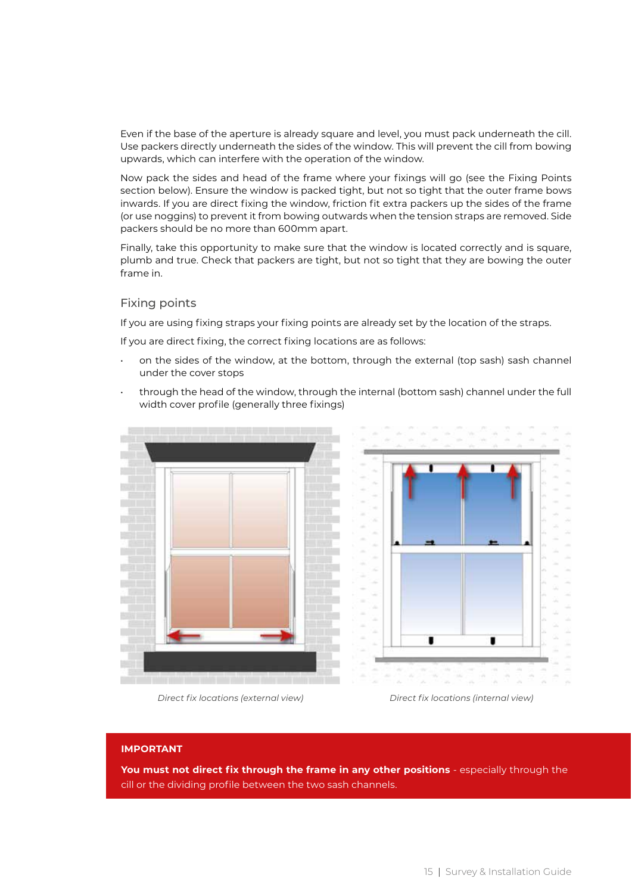Even if the base of the aperture is already square and level, you must pack underneath the cill. Use packers directly underneath the sides of the window. This will prevent the cill from bowing upwards, which can interfere with the operation of the window.

Now pack the sides and head of the frame where your fixings will go (see the Fixing Points section below). Ensure the window is packed tight, but not so tight that the outer frame bows inwards. If you are direct fixing the window, friction fit extra packers up the sides of the frame (or use noggins) to prevent it from bowing outwards when the tension straps are removed. Side packers should be no more than 600mm apart.

Finally, take this opportunity to make sure that the window is located correctly and is square, plumb and true. Check that packers are tight, but not so tight that they are bowing the outer frame in.

### Fixing points

If you are using fixing straps your fixing points are already set by the location of the straps.

If you are direct fixing, the correct fixing locations are as follows:

- on the sides of the window, at the bottom, through the external (top sash) sash channel under the cover stops
- through the head of the window, through the internal (bottom sash) channel under the full width cover profile (generally three fixings)

*Direct fix locations (external view)*

*Direct fix locations (internal view)*

**IMPORTANT**

**You must not direct fix through the frame in any other positions** - especially through the cill or the dividing profile between the two sash channels.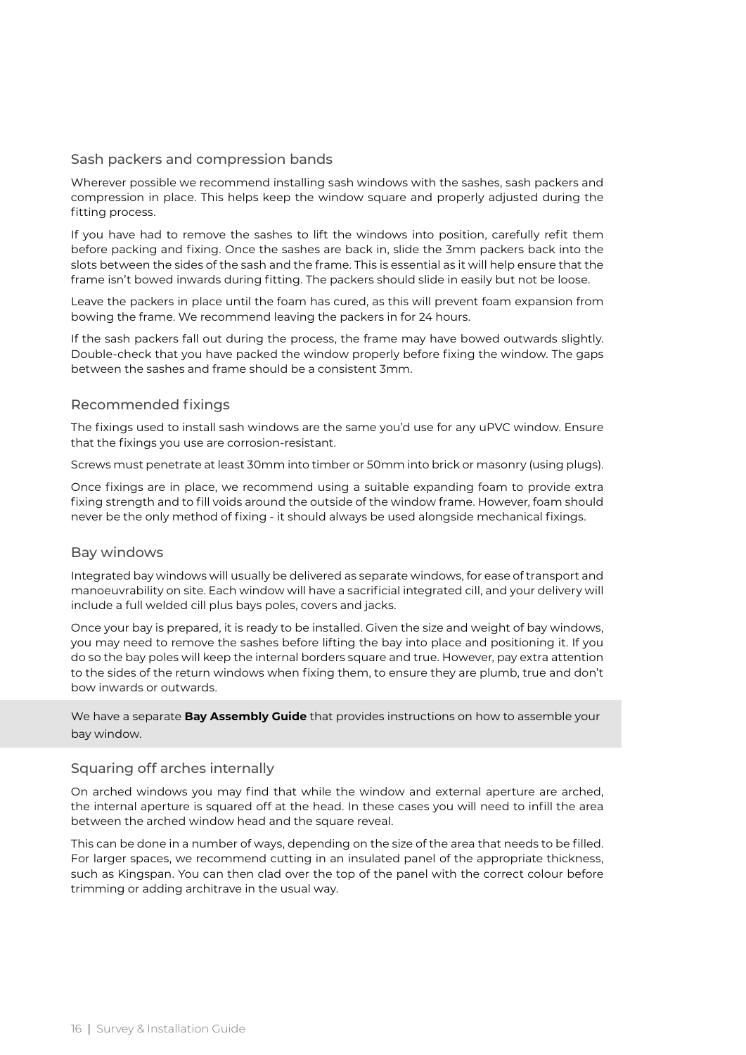## Sash packers and compression bands

Wherever possible we recommend installing sash windows with the sashes, sash packers and compression in place. This helps keep the window square and properly adjusted during the fitting process.

If you have had to remove the sashes to lift the windows into position, carefully refit them before packing and fixing. Once the sashes are back in, slide the 3mm packers back into the slots between the sides of the sash and the frame. This is essential as it will help ensure that the frame isn't bowed inwards during fitting. The packers should slide in easily but not be loose.

Leave the packers in place until the foam has cured, as this will prevent foam expansion from bowing the frame. We recommend leaving the packers in for 24 hours.

If the sash packers fall out during the process, the frame may have bowed outwards slightly. Double-check that you have packed the window properly before fixing the window. The gaps between the sashes and frame should be a consistent 3mm.

## Recommended fixings

The fixings used to install sash windows are the same you'd use for any uPVC window. Ensure that the fixings you use are corrosion-resistant.

Screws must penetrate at least 30mm into timber or 50mm into brick or masonry (using plugs).

Once fixings are in place, we recommend using a suitable expanding foam to provide extra fixing strength and to fill voids around the outside of the window frame. However, foam should never be the only method of fixing - it should always be used alongside mechanical fixings.

## Bay windows

Integrated bay windows will usually be delivered as separate windows, for ease of transport and manoeuvrability on site. Each window will have a sacrificial integrated cill, and your delivery will include a full welded cill plus bays poles, covers and jacks.

Once your bay is prepared, it is ready to be installed. Given the size and weight of bay windows, you may need to remove the sashes before lifting the bay into place and positioning it. If you do so the bay poles will keep the internal borders square and true. However, pay extra attention to the sides of the return windows when fixing them, to ensure they are plumb, true and don't bow inwards or outwards.

We have a separate **Bay Assembly Guide** that provides instructions on how to assemble your bay window.

## Squaring off arches internally

On arched windows you may find that while the window and external aperture are arched, the internal aperture is squared off at the head. In these cases you will need to infill the area between the arched window head and the square reveal.

This can be done in a number of ways, depending on the size of the area that needs to be filled. For larger spaces, we recommend cutting in an insulated panel of the appropriate thickness, such as Kingspan. You can then clad over the top of the panel with the correct colour before trimming or adding architrave in the usual way.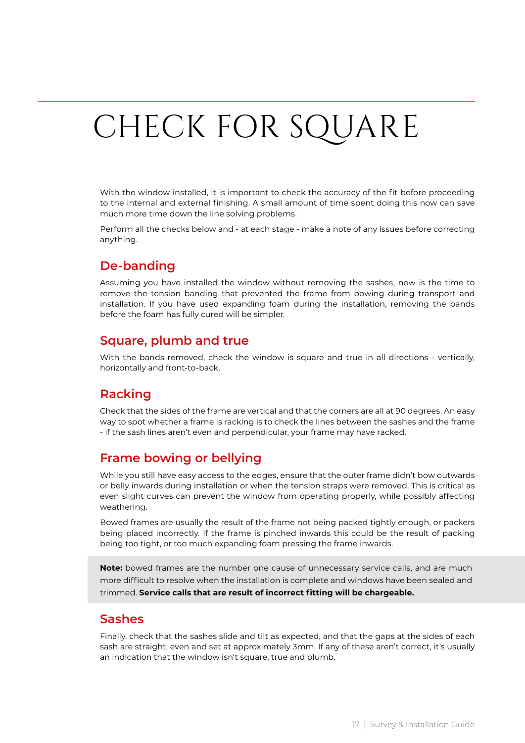# CHECK FOR SQUARE

With the window installed, it is important to check the accuracy of the fit before proceeding to the internal and external finishing. A small amount of time spent doing this now can save much more time down the line solving problems.

Perform all the checks below and - at each stage - make a note of any issues before correcting anything.

## De-banding

Assuming you have installed the window without removing the sashes, now is the time to remove the tension banding that prevented the frame from bowing during transport and installation. If you have used expanding foam during the installation, removing the bands before the foam has fully cured will be simpler.

## Square, plumb and true

With the bands removed, check the window is square and true in all directions - vertically, horizontally and front-to-back.

## Racking

Check that the sides of the frame are vertical and that the corners are all at 90 degrees. An easy way to spot whether a frame is racking is to check the lines between the sashes and the frame - if the sash lines aren't even and perpendicular, your frame may have racked.

## Frame bowing or bellying

While you still have easy access to the edges, ensure that the outer frame didn't bow outwards or belly inwards during installation or when the tension straps were removed. This is critical as even slight curves can prevent the window from operating properly, while possibly affecting weathering.

Bowed frames are usually the result of the frame not being packed tightly enough, or packers being placed incorrectly. If the frame is pinched inwards this could be the result of packing being too tight, or too much expanding foam pressing the frame inwards.

**Note:** bowed frames are the number one cause of unnecessary service calls, and are much more difficult to resolve when the installation is complete and windows have been sealed and trimmed. **Service calls that are result of incorrect fitting will be chargeable.**

## Sashes

Finally, check that the sashes slide and tilt as expected, and that the gaps at the sides of each sash are straight, even and set at approximately 3mm. If any of these aren't correct, it's usually an indication that the window isn't square, true and plumb.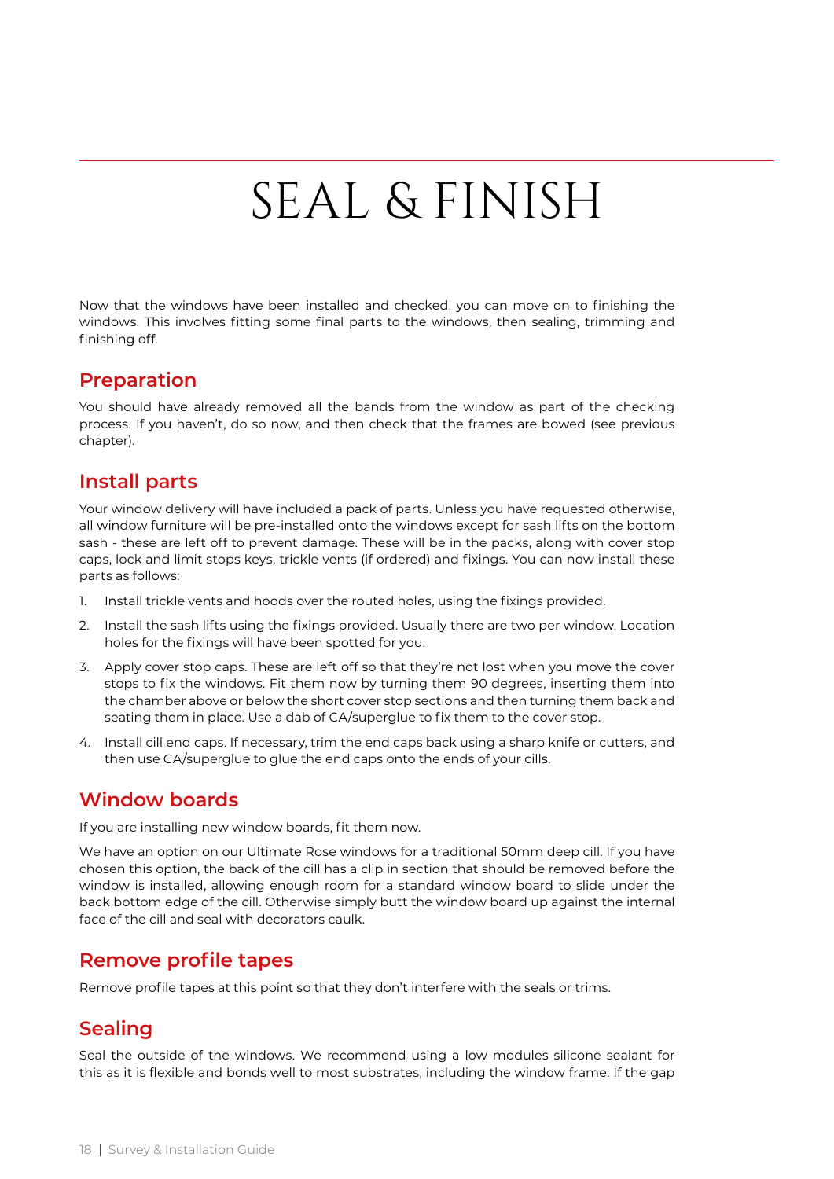# SEAL & FINISH

Now that the windows have been installed and checked, you can move on to finishing the windows. This involves fitting some final parts to the windows, then sealing, trimming and finishing off.

## Preparation

You should have already removed all the bands from the window as part of the checking process. If you haven't, do so now, and then check that the frames are bowed (see previous chapter).

## Install parts

Your window delivery will have included a pack of parts. Unless you have requested otherwise, all window furniture will be pre-installed onto the windows except for sash lifts on the bottom sash - these are left off to prevent damage. These will be in the packs, along with cover stop caps, lock and limit stops keys, trickle vents (if ordered) and fixings. You can now install these parts as follows:

1. Install trickle vents and hoods over the routed holes, using the fixings provided.
2. Install the sash lifts using the fixings provided. Usually there are two per window. Location holes for the fixings will have been spotted for you.
3. Apply cover stop caps. These are left off so that they're not lost when you move the cover stops to fix the windows. Fit them now by turning them 90 degrees, inserting them into the chamber above or below the short cover stop sections and then turning them back and seating them in place. Use a dab of CA/superglue to fix them to the cover stop.
4. Install cill end caps. If necessary, trim the end caps back using a sharp knife or cutters, and then use CA/superglue to glue the end caps onto the ends of your cills.

## Window boards

If you are installing new window boards, fit them now.

We have an option on our Ultimate Rose windows for a traditional 50mm deep cill. If you have chosen this option, the back of the cill has a clip in section that should be removed before the window is installed, allowing enough room for a standard window board to slide under the back bottom edge of the cill. Otherwise simply butt the window board up against the internal face of the cill and seal with decorators caulk.

## Remove profile tapes

Remove profile tapes at this point so that they don't interfere with the seals or trims.

## Sealing

Seal the outside of the windows. We recommend using a low modules silicone sealant for this as it is flexible and bonds well to most substrates, including the window frame. If the gap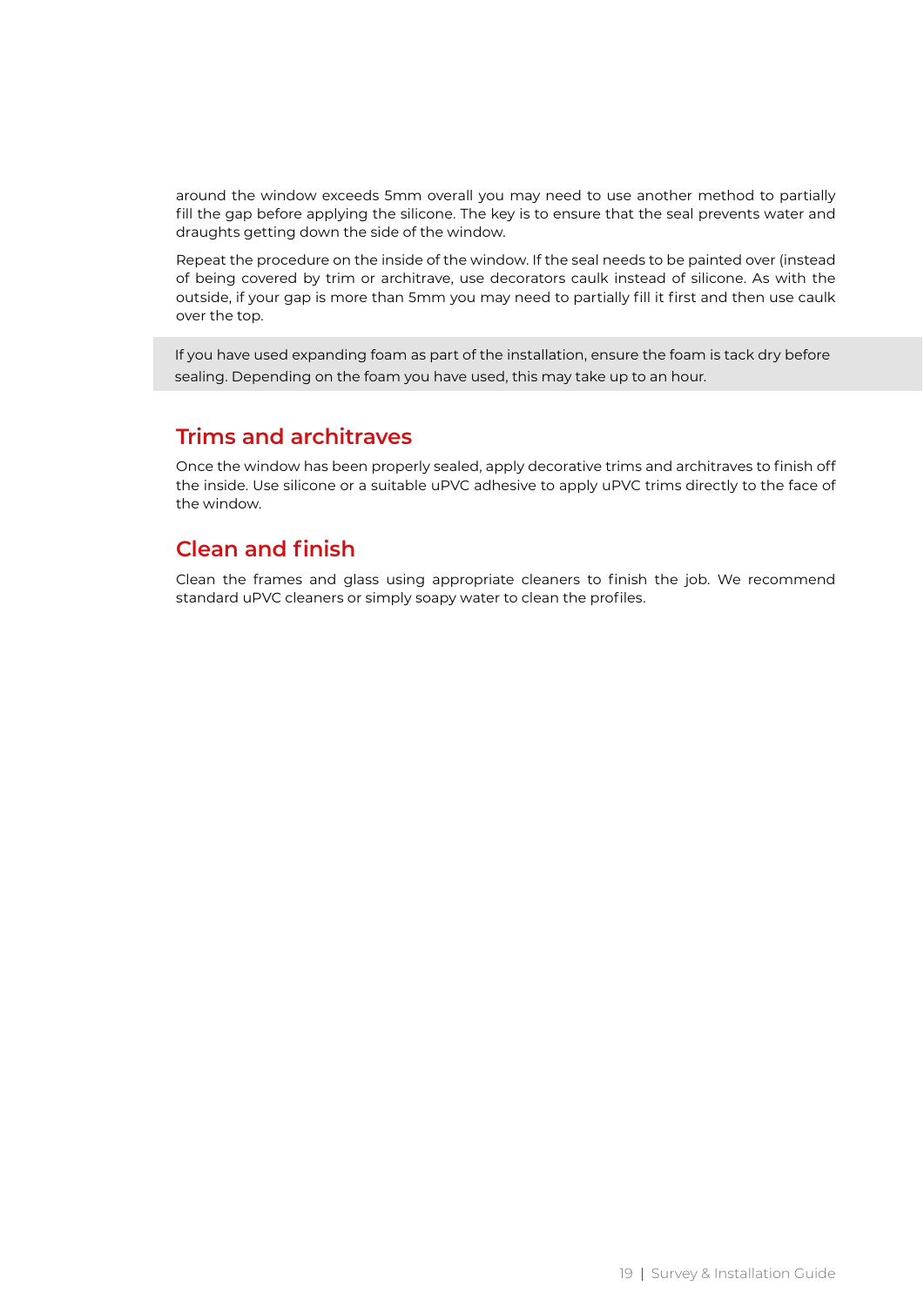around the window exceeds 5mm overall you may need to use another method to partially fill the gap before applying the silicone. The key is to ensure that the seal prevents water and draughts getting down the side of the window.

Repeat the procedure on the inside of the window. If the seal needs to be painted over (instead of being covered by trim or architrave, use decorators caulk instead of silicone. As with the outside, if your gap is more than 5mm you may need to partially fill it first and then use caulk over the top.

> If you have used expanding foam as part of the installation, ensure the foam is tack dry before sealing. Depending on the foam you have used, this may take up to an hour.

## Trims and architraves

Once the window has been properly sealed, apply decorative trims and architraves to finish off the inside. Use silicone or a suitable uPVC adhesive to apply uPVC trims directly to the face of the window.

## Clean and finish

Clean the frames and glass using appropriate cleaners to finish the job. We recommend standard uPVC cleaners or simply soapy water to clean the profiles.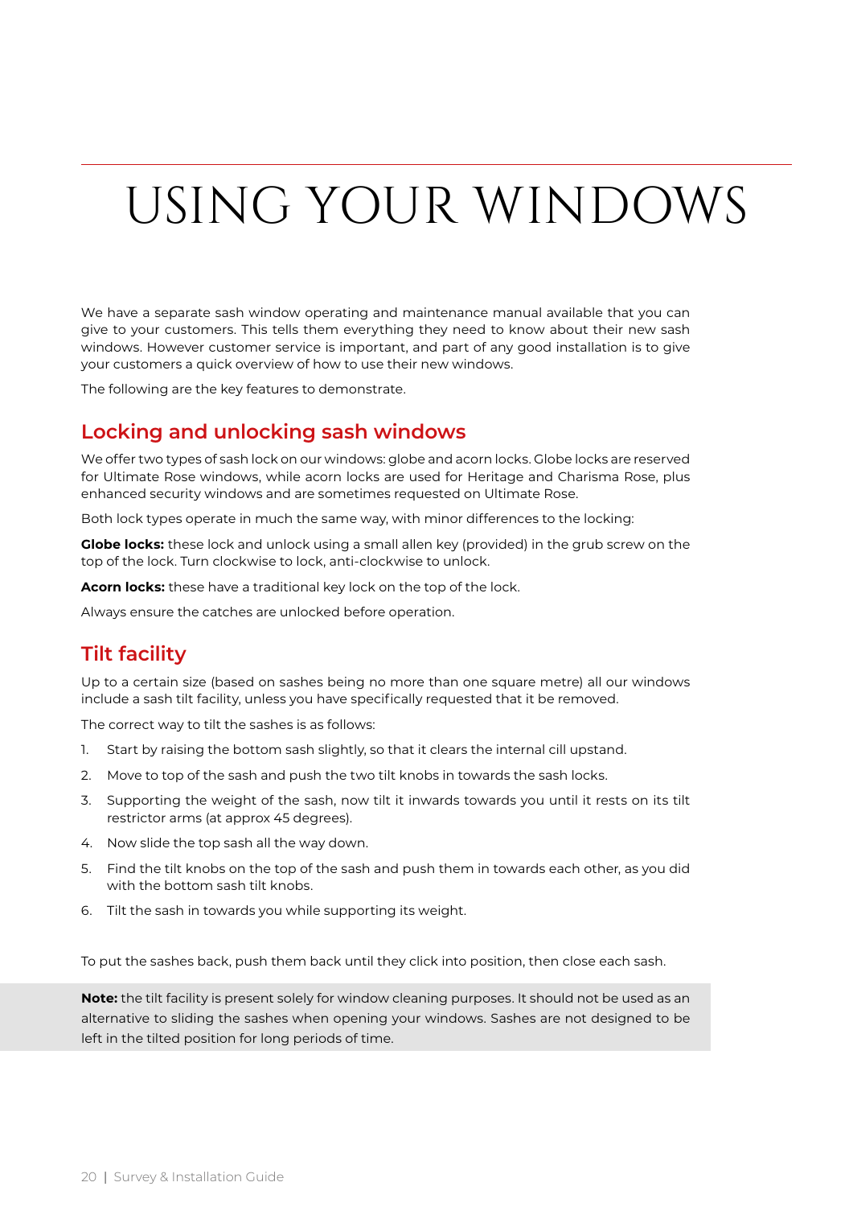# USING YOUR WINDOWS

We have a separate sash window operating and maintenance manual available that you can give to your customers. This tells them everything they need to know about their new sash windows. However customer service is important, and part of any good installation is to give your customers a quick overview of how to use their new windows.

The following are the key features to demonstrate.

## Locking and unlocking sash windows

We offer two types of sash lock on our windows: globe and acorn locks. Globe locks are reserved for Ultimate Rose windows, while acorn locks are used for Heritage and Charisma Rose, plus enhanced security windows and are sometimes requested on Ultimate Rose.

Both lock types operate in much the same way, with minor differences to the locking:

**Globe locks:** these lock and unlock using a small allen key (provided) in the grub screw on the top of the lock. Turn clockwise to lock, anti-clockwise to unlock.

**Acorn locks:** these have a traditional key lock on the top of the lock.

Always ensure the catches are unlocked before operation.

## Tilt facility

Up to a certain size (based on sashes being no more than one square metre) all our windows include a sash tilt facility, unless you have specifically requested that it be removed.

The correct way to tilt the sashes is as follows:

1. Start by raising the bottom sash slightly, so that it clears the internal cill upstand.
2. Move to top of the sash and push the two tilt knobs in towards the sash locks.
3. Supporting the weight of the sash, now tilt it inwards towards you until it rests on its tilt restrictor arms (at approx 45 degrees).
4. Now slide the top sash all the way down.
5. Find the tilt knobs on the top of the sash and push them in towards each other, as you did with the bottom sash tilt knobs.
6. Tilt the sash in towards you while supporting its weight.

To put the sashes back, push them back until they click into position, then close each sash.

**Note:** the tilt facility is present solely for window cleaning purposes. It should not be used as an alternative to sliding the sashes when opening your windows. Sashes are not designed to be left in the tilted position for long periods of time.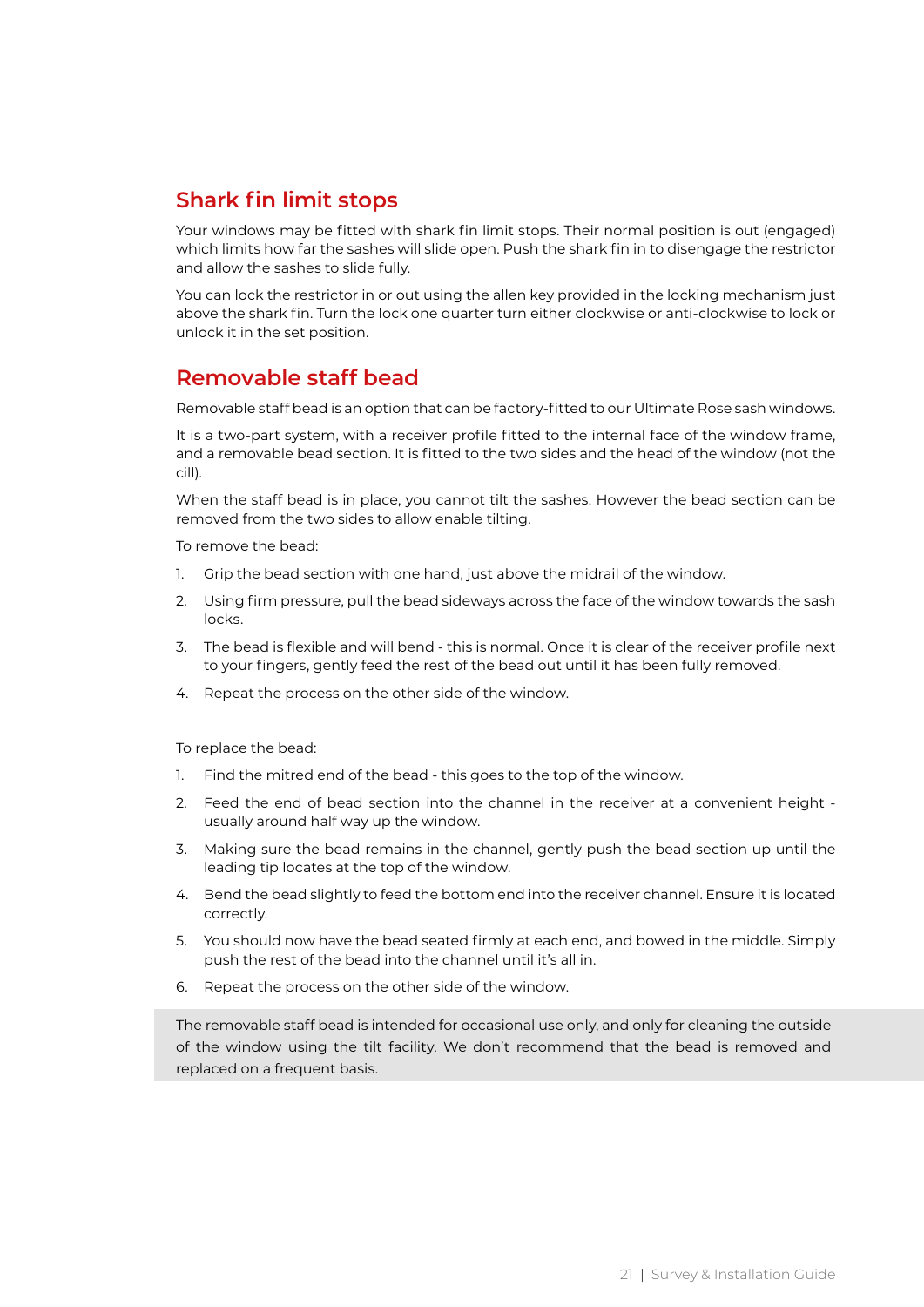## Shark fin limit stops

Your windows may be fitted with shark fin limit stops. Their normal position is out (engaged) which limits how far the sashes will slide open. Push the shark fin in to disengage the restrictor and allow the sashes to slide fully.

You can lock the restrictor in or out using the allen key provided in the locking mechanism just above the shark fin. Turn the lock one quarter turn either clockwise or anti-clockwise to lock or unlock it in the set position.

## Removable staff bead

Removable staff bead is an option that can be factory-fitted to our Ultimate Rose sash windows.

It is a two-part system, with a receiver profile fitted to the internal face of the window frame, and a removable bead section. It is fitted to the two sides and the head of the window (not the cill).

When the staff bead is in place, you cannot tilt the sashes. However the bead section can be removed from the two sides to allow enable tilting.

To remove the bead:

1. Grip the bead section with one hand, just above the midrail of the window.
2. Using firm pressure, pull the bead sideways across the face of the window towards the sash locks.
3. The bead is flexible and will bend - this is normal. Once it is clear of the receiver profile next to your fingers, gently feed the rest of the bead out until it has been fully removed.
4. Repeat the process on the other side of the window.

To replace the bead:

1. Find the mitred end of the bead - this goes to the top of the window.
2. Feed the end of bead section into the channel in the receiver at a convenient height - usually around half way up the window.
3. Making sure the bead remains in the channel, gently push the bead section up until the leading tip locates at the top of the window.
4. Bend the bead slightly to feed the bottom end into the receiver channel. Ensure it is located correctly.
5. You should now have the bead seated firmly at each end, and bowed in the middle. Simply push the rest of the bead into the channel until it's all in.
6. Repeat the process on the other side of the window.

The removable staff bead is intended for occasional use only, and only for cleaning the outside of the window using the tilt facility. We don't recommend that the bead is removed and replaced on a frequent basis.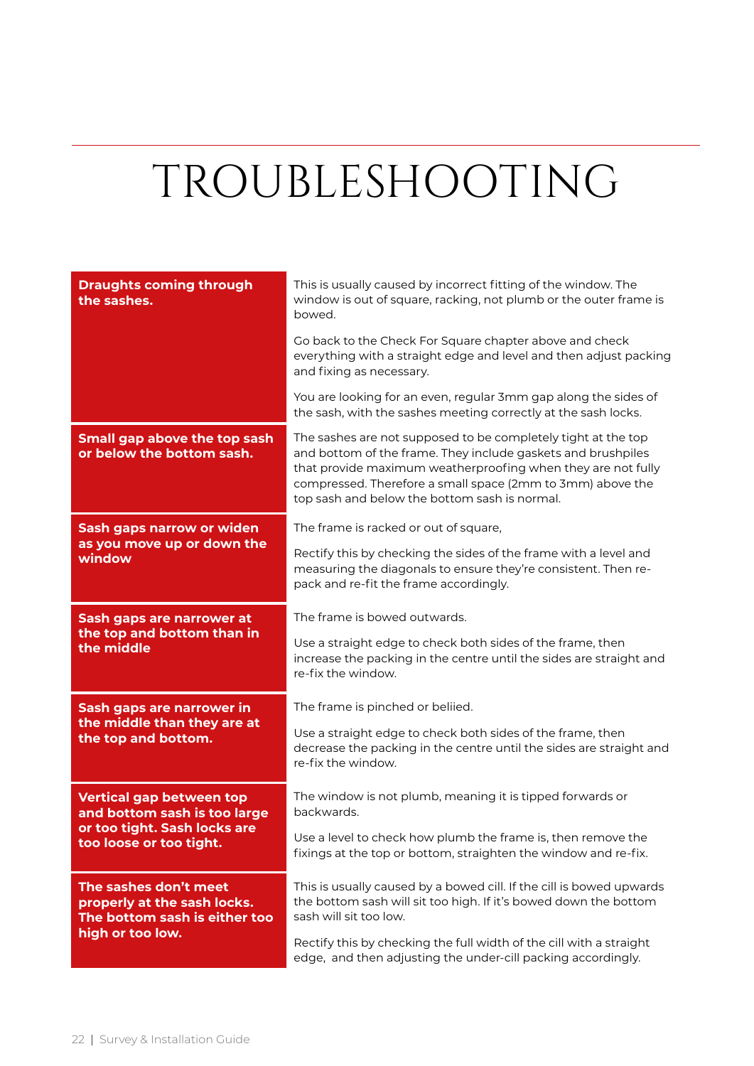# TROUBLESHOOTING

| Problem | Cause and solution |
|---|---|
| **Draughts coming through the sashes.** | This is usually caused by incorrect fitting of the window. The window is out of square, racking, not plumb or the outer frame is bowed.<br><br>Go back to the Check For Square chapter above and check everything with a straight edge and level and then adjust packing and fixing as necessary.<br><br>You are looking for an even, regular 3mm gap along the sides of the sash, with the sashes meeting correctly at the sash locks. |
| **Small gap above the top sash or below the bottom sash.** | The sashes are not supposed to be completely tight at the top and bottom of the frame. They include gaskets and brushpiles that provide maximum weatherproofing when they are not fully compressed. Therefore a small space (2mm to 3mm) above the top sash and below the bottom sash is normal. |
| **Sash gaps narrow or widen as you move up or down the window** | The frame is racked or out of square,<br><br>Rectify this by checking the sides of the frame with a level and measuring the diagonals to ensure they're consistent. Then re-pack and re-fit the frame accordingly. |
| **Sash gaps are narrower at the top and bottom than in the middle** | The frame is bowed outwards.<br><br>Use a straight edge to check both sides of the frame, then increase the packing in the centre until the sides are straight and re-fix the window. |
| **Sash gaps are narrower in the middle than they are at the top and bottom.** | The frame is pinched or beliied.<br><br>Use a straight edge to check both sides of the frame, then decrease the packing in the centre until the sides are straight and re-fix the window. |
| **Vertical gap between top and bottom sash is too large or too tight. Sash locks are too loose or too tight.** | The window is not plumb, meaning it is tipped forwards or backwards.<br><br>Use a level to check how plumb the frame is, then remove the fixings at the top or bottom, straighten the window and re-fix. |
| **The sashes don't meet properly at the sash locks. The bottom sash is either too high or too low.** | This is usually caused by a bowed cill. If the cill is bowed upwards the bottom sash will sit too high. If it's bowed down the bottom sash will sit too low.<br><br>Rectify this by checking the full width of the cill with a straight edge, and then adjusting the under-cill packing accordingly. |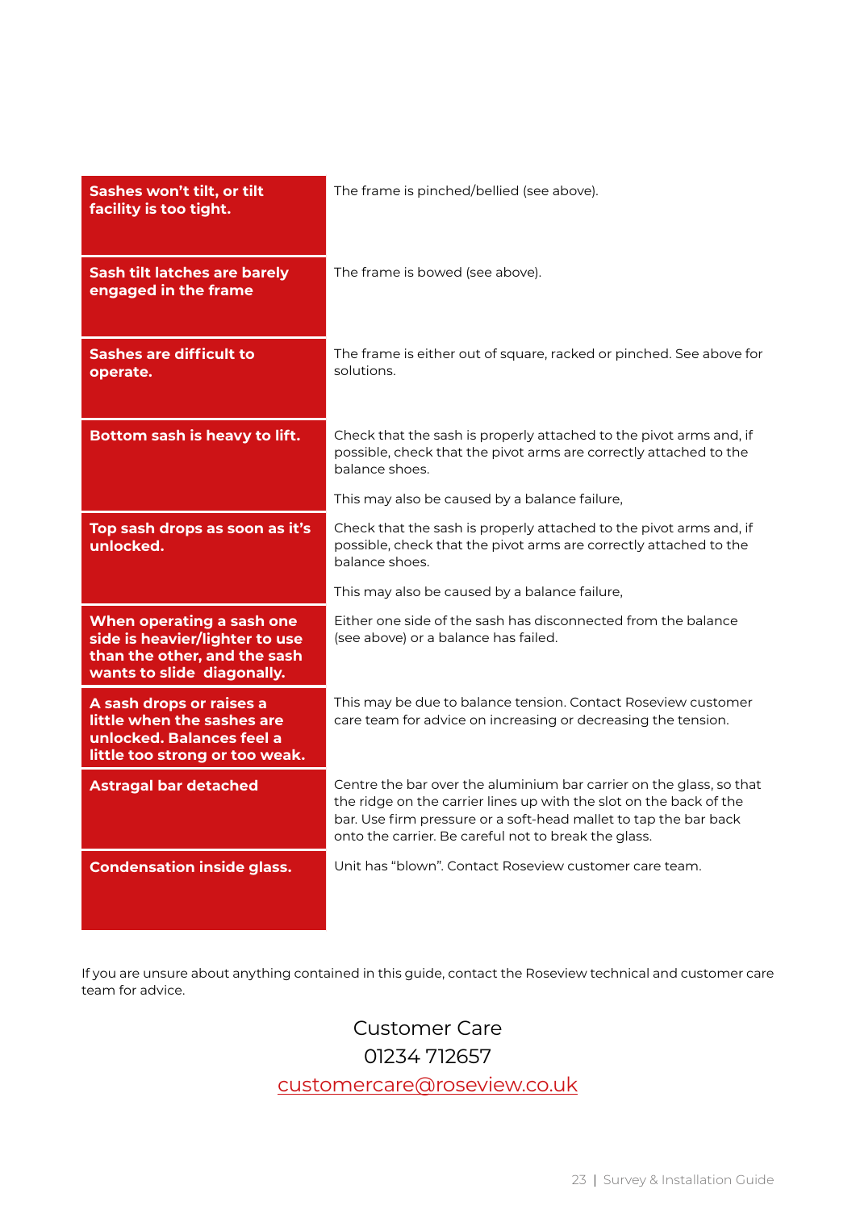| **Sashes won't tilt, or tilt facility is too tight.** | The frame is pinched/bellied (see above). |
|---|---|
| **Sash tilt latches are barely engaged in the frame** | The frame is bowed (see above). |
| **Sashes are difficult to operate.** | The frame is either out of square, racked or pinched. See above for solutions. |
| **Bottom sash is heavy to lift.** | Check that the sash is properly attached to the pivot arms and, if possible, check that the pivot arms are correctly attached to the balance shoes.<br><br>This may also be caused by a balance failure, |
| **Top sash drops as soon as it's unlocked.** | Check that the sash is properly attached to the pivot arms and, if possible, check that the pivot arms are correctly attached to the balance shoes.<br><br>This may also be caused by a balance failure, |
| **When operating a sash one side is heavier/lighter to use than the other, and the sash wants to slide diagonally.** | Either one side of the sash has disconnected from the balance (see above) or a balance has failed. |
| **A sash drops or raises a little when the sashes are unlocked. Balances feel a little too strong or too weak.** | This may be due to balance tension. Contact Roseview customer care team for advice on increasing or decreasing the tension. |
| **Astragal bar detached** | Centre the bar over the aluminium bar carrier on the glass, so that the ridge on the carrier lines up with the slot on the back of the bar. Use firm pressure or a soft-head mallet to tap the bar back onto the carrier. Be careful not to break the glass. |
| **Condensation inside glass.** | Unit has "blown". Contact Roseview customer care team. |

If you are unsure about anything contained in this guide, contact the Roseview technical and customer care team for advice.

Customer Care
01234 712657
customercare@roseview.co.uk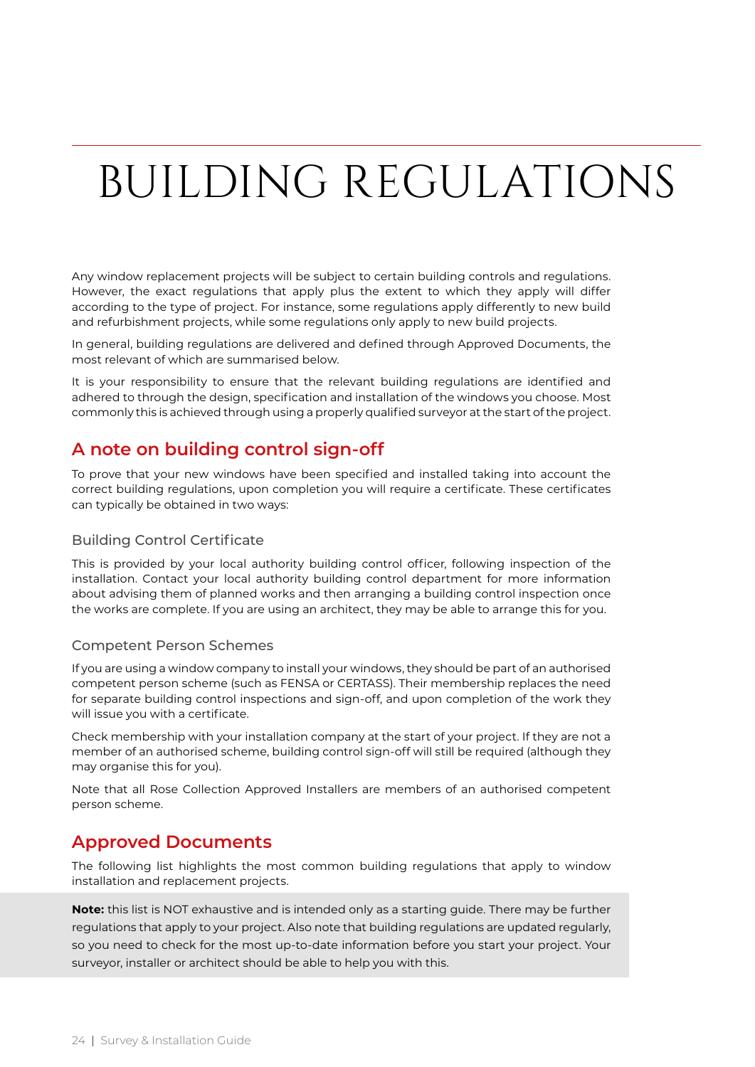# BUILDING REGULATIONS

Any window replacement projects will be subject to certain building controls and regulations. However, the exact regulations that apply plus the extent to which they apply will differ according to the type of project. For instance, some regulations apply differently to new build and refurbishment projects, while some regulations only apply to new build projects.

In general, building regulations are delivered and defined through Approved Documents, the most relevant of which are summarised below.

It is your responsibility to ensure that the relevant building regulations are identified and adhered to through the design, specification and installation of the windows you choose. Most commonly this is achieved through using a properly qualified surveyor at the start of the project.

## A note on building control sign-off

To prove that your new windows have been specified and installed taking into account the correct building regulations, upon completion you will require a certificate. These certificates can typically be obtained in two ways:

### Building Control Certificate

This is provided by your local authority building control officer, following inspection of the installation. Contact your local authority building control department for more information about advising them of planned works and then arranging a building control inspection once the works are complete. If you are using an architect, they may be able to arrange this for you.

### Competent Person Schemes

If you are using a window company to install your windows, they should be part of an authorised competent person scheme (such as FENSA or CERTASS). Their membership replaces the need for separate building control inspections and sign-off, and upon completion of the work they will issue you with a certificate.

Check membership with your installation company at the start of your project. If they are not a member of an authorised scheme, building control sign-off will still be required (although they may organise this for you).

Note that all Rose Collection Approved Installers are members of an authorised competent person scheme.

## Approved Documents

The following list highlights the most common building regulations that apply to window installation and replacement projects.

**Note:** this list is NOT exhaustive and is intended only as a starting guide. There may be further regulations that apply to your project. Also note that building regulations are updated regularly, so you need to check for the most up-to-date information before you start your project. Your surveyor, installer or architect should be able to help you with this.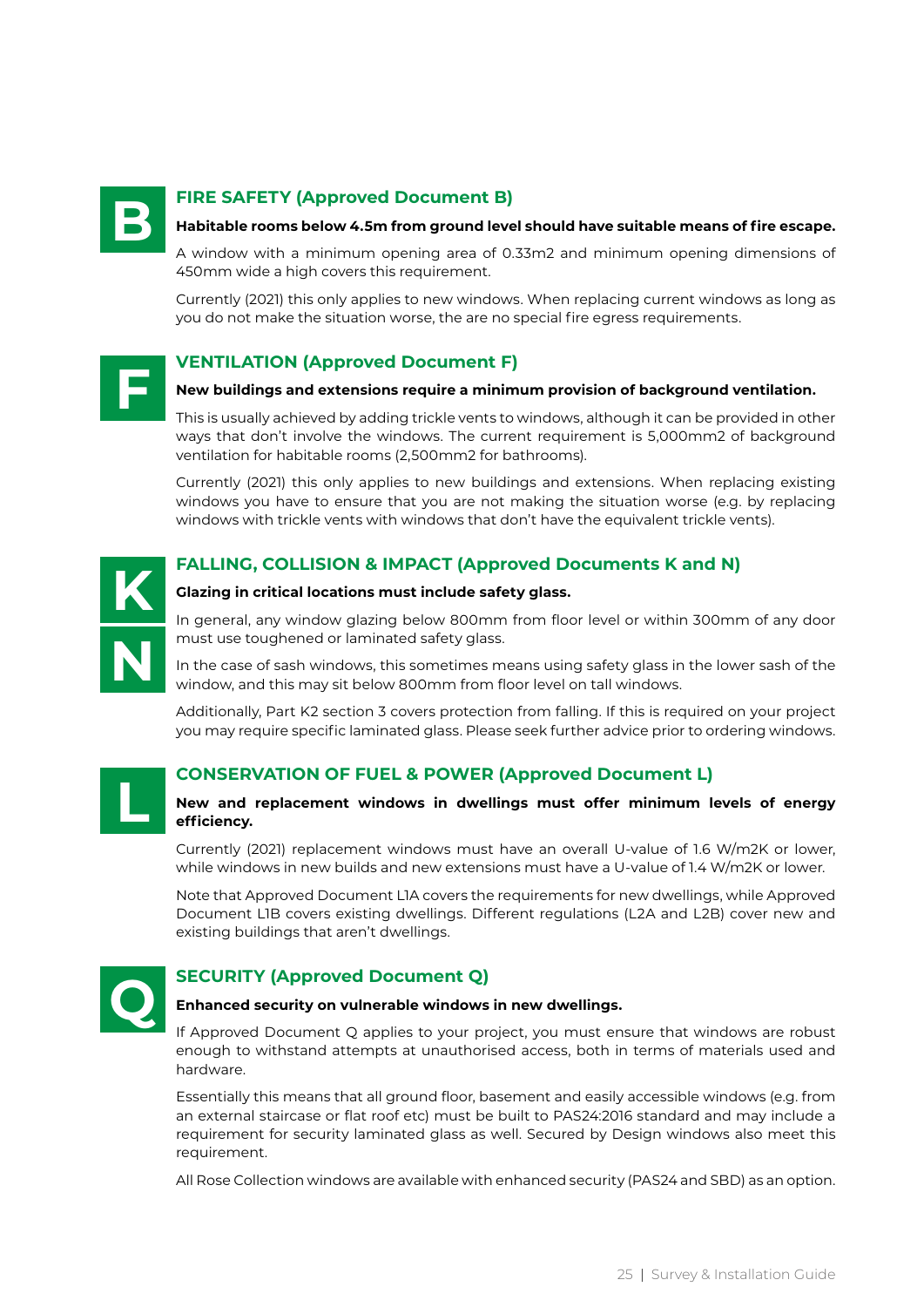## FIRE SAFETY (Approved Document B)

**Habitable rooms below 4.5m from ground level should have suitable means of fire escape.**

A window with a minimum opening area of 0.33m2 and minimum opening dimensions of 450mm wide a high covers this requirement.

Currently (2021) this only applies to new windows. When replacing current windows as long as you do not make the situation worse, the are no special fire egress requirements.

## VENTILATION (Approved Document F)

**New buildings and extensions require a minimum provision of background ventilation.**

This is usually achieved by adding trickle vents to windows, although it can be provided in other ways that don't involve the windows. The current requirement is 5,000mm2 of background ventilation for habitable rooms (2,500mm2 for bathrooms).

Currently (2021) this only applies to new buildings and extensions. When replacing existing windows you have to ensure that you are not making the situation worse (e.g. by replacing windows with trickle vents with windows that don't have the equivalent trickle vents).

## FALLING, COLLISION & IMPACT (Approved Documents K and N)

**Glazing in critical locations must include safety glass.**

In general, any window glazing below 800mm from floor level or within 300mm of any door must use toughened or laminated safety glass.

In the case of sash windows, this sometimes means using safety glass in the lower sash of the window, and this may sit below 800mm from floor level on tall windows.

Additionally, Part K2 section 3 covers protection from falling. If this is required on your project you may require specific laminated glass. Please seek further advice prior to ordering windows.

## CONSERVATION OF FUEL & POWER (Approved Document L)

**New and replacement windows in dwellings must offer minimum levels of energy efficiency.**

Currently (2021) replacement windows must have an overall U-value of 1.6 W/m2K or lower, while windows in new builds and new extensions must have a U-value of 1.4 W/m2K or lower.

Note that Approved Document L1A covers the requirements for new dwellings, while Approved Document L1B covers existing dwellings. Different regulations (L2A and L2B) cover new and existing buildings that aren't dwellings.

## SECURITY (Approved Document Q)

**Enhanced security on vulnerable windows in new dwellings.**

If Approved Document Q applies to your project, you must ensure that windows are robust enough to withstand attempts at unauthorised access, both in terms of materials used and hardware.

Essentially this means that all ground floor, basement and easily accessible windows (e.g. from an external staircase or flat roof etc) must be built to PAS24:2016 standard and may include a requirement for security laminated glass as well. Secured by Design windows also meet this requirement.

All Rose Collection windows are available with enhanced security (PAS24 and SBD) as an option.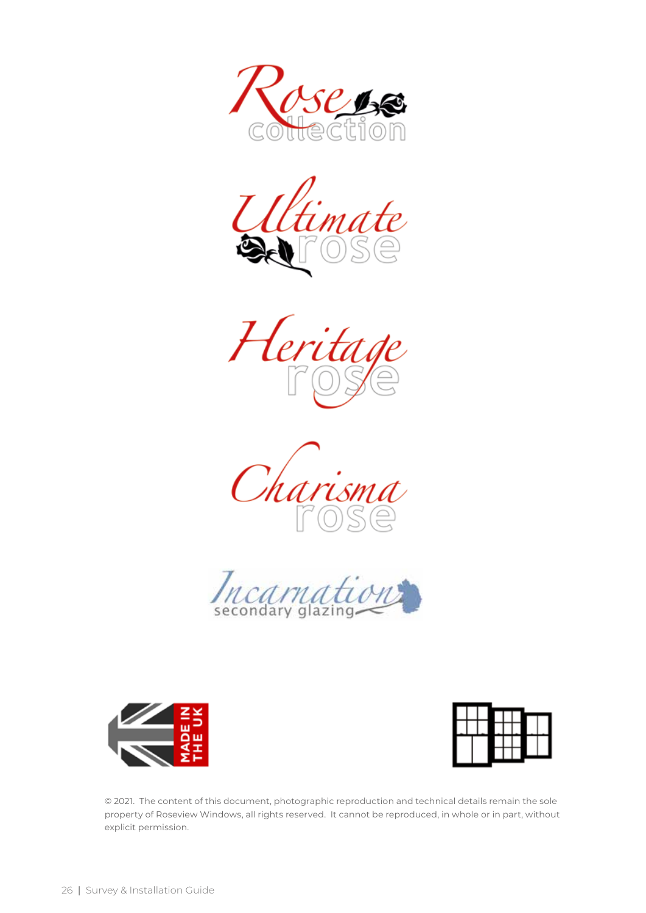Rose collection

Ultimate rose

Heritage rose

Charisma rose

Incarnation secondary glazing

MADE IN THE UK

© 2021. The content of this document, photographic reproduction and technical details remain the sole property of Roseview Windows, all rights reserved. It cannot be reproduced, in whole or in part, without explicit permission.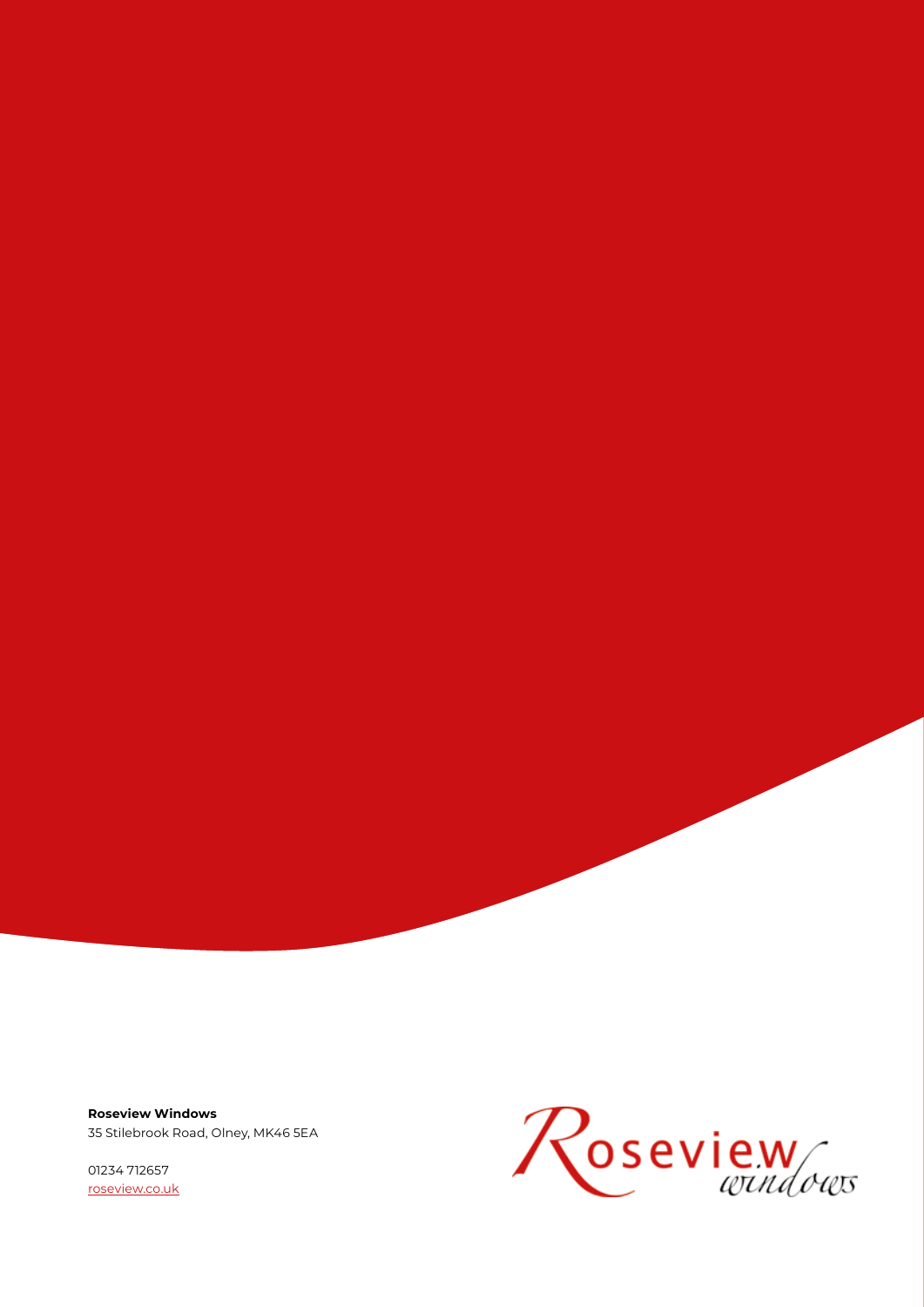**Roseview Windows**
35 Stilebrook Road, Olney, MK46 5EA

01234 712657
roseview.co.uk